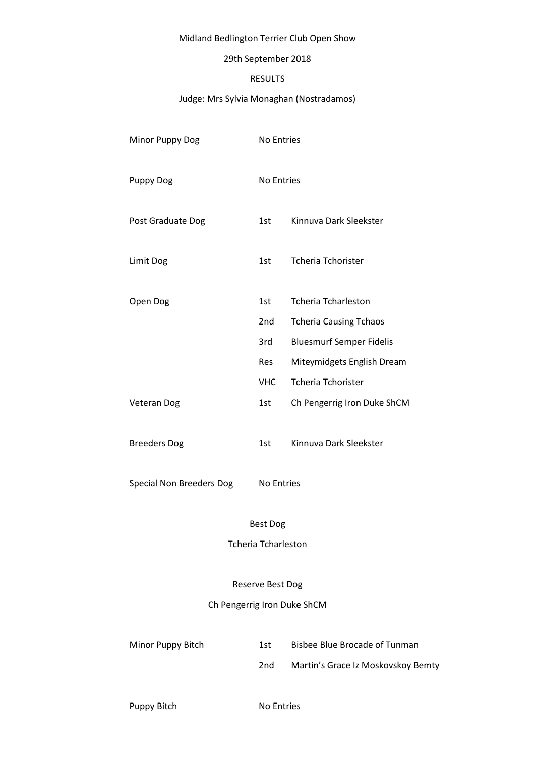Midland Bedlington Terrier Club Open Show

29th September 2018

RESULTS

Judge: Mrs Sylvia Monaghan (Nostradamos)

| Class | Place | Dog |
| --- | --- | --- |
| Minor Puppy Dog | No Entries | |
| Puppy Dog | No Entries | |
| Post Graduate Dog | 1st | Kinnuva Dark Sleekster |
| Limit Dog | 1st | Tcheria Tchorister |
| Open Dog | 1st | Tcheria Tcharleston |
| | 2nd | Tcheria Causing Tchaos |
| | 3rd | Bluesmurf Semper Fidelis |
| | Res | Miteymidgets English Dream |
| | VHC | Tcheria Tchorister |
| Veteran Dog | 1st | Ch Pengerrig Iron Duke ShCM |
| Breeders Dog | 1st | Kinnuva Dark Sleekster |
| Special Non Breeders Dog | No Entries | |

Best Dog

Tcheria Tcharleston

Reserve Best Dog

Ch Pengerrig Iron Duke ShCM

| Class | Place | Dog |
| --- | --- | --- |
| Minor Puppy Bitch | 1st | Bisbee Blue Brocade of Tunman |
| | 2nd | Martin's Grace Iz Moskovskoy Bemty |
| Puppy Bitch | No Entries | |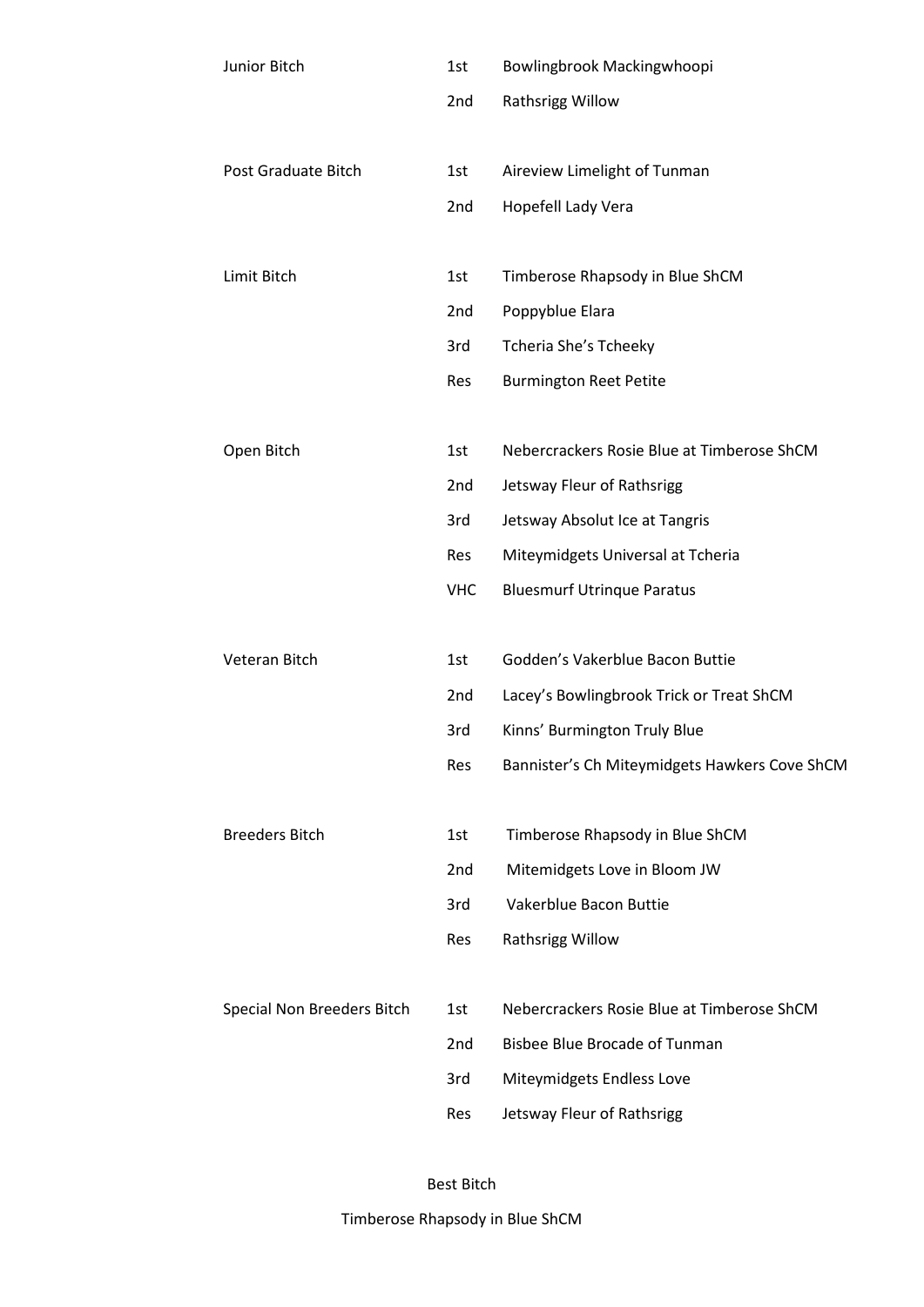| Class | Place | Name |
| --- | --- | --- |
| Junior Bitch | 1st | Bowlingbrook Mackingwhoopi |
| | 2nd | Rathsrigg Willow |
| Post Graduate Bitch | 1st | Aireview Limelight of Tunman |
| | 2nd | Hopefell Lady Vera |
| Limit Bitch | 1st | Timberose Rhapsody in Blue ShCM |
| | 2nd | Poppyblue Elara |
| | 3rd | Tcheria She's Tcheeky |
| | Res | Burmington Reet Petite |
| Open Bitch | 1st | Nebercrackers Rosie Blue at Timberose ShCM |
| | 2nd | Jetsway Fleur of Rathsrigg |
| | 3rd | Jetsway Absolut Ice at Tangris |
| | Res | Miteymidgets Universal at Tcheria |
| | VHC | Bluesmurf Utrinque Paratus |
| Veteran Bitch | 1st | Godden's Vakerblue Bacon Buttie |
| | 2nd | Lacey's Bowlingbrook Trick or Treat ShCM |
| | 3rd | Kinns' Burmington Truly Blue |
| | Res | Bannister's Ch Miteymidgets Hawkers Cove ShCM |
| Breeders Bitch | 1st | Timberose Rhapsody in Blue ShCM |
| | 2nd | Mitemidgets Love in Bloom JW |
| | 3rd | Vakerblue Bacon Buttie |
| | Res | Rathsrigg Willow |
| Special Non Breeders Bitch | 1st | Nebercrackers Rosie Blue at Timberose ShCM |
| | 2nd | Bisbee Blue Brocade of Tunman |
| | 3rd | Miteymidgets Endless Love |
| | Res | Jetsway Fleur of Rathsrigg |

Best Bitch

Timberose Rhapsody in Blue ShCM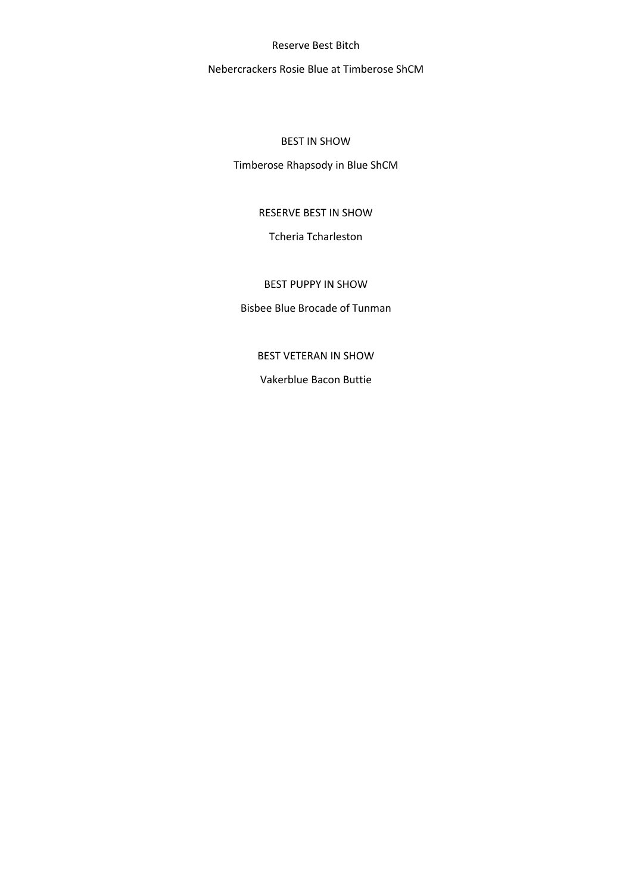Reserve Best Bitch

Nebercrackers Rosie Blue at Timberose ShCM

BEST IN SHOW

Timberose Rhapsody in Blue ShCM

RESERVE BEST IN SHOW

Tcheria Tcharleston

BEST PUPPY IN SHOW

Bisbee Blue Brocade of Tunman

BEST VETERAN IN SHOW

Vakerblue Bacon Buttie